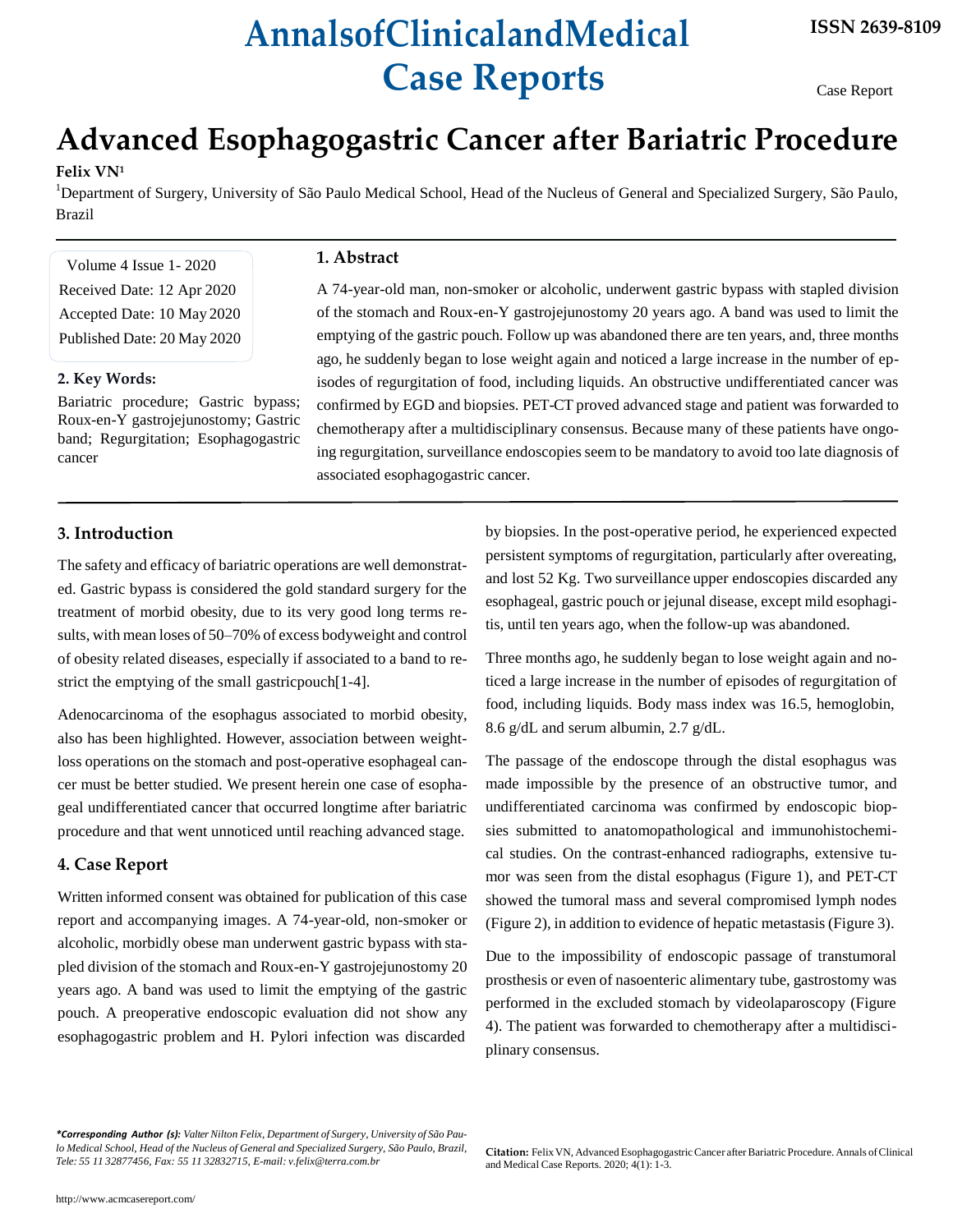# Advanced Esophagogastric Cancer after Bariatric Procedure

**Felix VN[1]**

[1]Department of Surgery, University of São Paulo Medical School, Head of the Nucleus of General and Specialized Surgery, São Paulo, Brazil

Volume 4 Issue 1- 2020
Received Date: 12 Apr 2020
Accepted Date: 10 May 2020
Published Date: 20 May 2020

## 1. Abstract

A 74-year-old man, non-smoker or alcoholic, underwent gastric bypass with stapled division of the stomach and Roux-en-Y gastrojejunostomy 20 years ago. A band was used to limit the emptying of the gastric pouch. Follow up was abandoned there are ten years, and, three months ago, he suddenly began to lose weight again and noticed a large increase in the number of episodes of regurgitation of food, including liquids. An obstructive undifferentiated cancer was confirmed by EGD and biopsies. PET-CT proved advanced stage and patient was forwarded to chemotherapy after a multidisciplinary consensus. Because many of these patients have ongoing regurgitation, surveillance endoscopies seem to be mandatory to avoid too late diagnosis of associated esophagogastric cancer.

## 2. Key Words:

Bariatric procedure; Gastric bypass; Roux-en-Y gastrojejunostomy; Gastric band; Regurgitation; Esophagogastric cancer

## 3. Introduction

The safety and efficacy of bariatric operations are well demonstrated. Gastric bypass is considered the gold standard surgery for the treatment of morbid obesity, due to its very good long terms results, with mean loses of 50–70% of excess bodyweight and control of obesity related diseases, especially if associated to a band to restrict the emptying of the small gastricpouch[1-4].

Adenocarcinoma of the esophagus associated to morbid obesity, also has been highlighted. However, association between weight-loss operations on the stomach and post-operative esophageal cancer must be better studied. We present herein one case of esophageal undifferentiated cancer that occurred longtime after bariatric procedure and that went unnoticed until reaching advanced stage.

## 4. Case Report

Written informed consent was obtained for publication of this case report and accompanying images. A 74-year-old, non-smoker or alcoholic, morbidly obese man underwent gastric bypass with stapled division of the stomach and Roux-en-Y gastrojejunostomy 20 years ago. A band was used to limit the emptying of the gastric pouch. A preoperative endoscopic evaluation did not show any esophagogastric problem and H. Pylori infection was discarded by biopsies. In the post-operative period, he experienced expected persistent symptoms of regurgitation, particularly after overeating, and lost 52 Kg. Two surveillance upper endoscopies discarded any esophageal, gastric pouch or jejunal disease, except mild esophagitis, until ten years ago, when the follow-up was abandoned.

Three months ago, he suddenly began to lose weight again and noticed a large increase in the number of episodes of regurgitation of food, including liquids. Body mass index was 16.5, hemoglobin, 8.6 g/dL and serum albumin, 2.7 g/dL.

The passage of the endoscope through the distal esophagus was made impossible by the presence of an obstructive tumor, and undifferentiated carcinoma was confirmed by endoscopic biopsies submitted to anatomopathological and immunohistochemical studies. On the contrast-enhanced radiographs, extensive tumor was seen from the distal esophagus (Figure 1), and PET-CT showed the tumoral mass and several compromised lymph nodes (Figure 2), in addition to evidence of hepatic metastasis (Figure 3).

Due to the impossibility of endoscopic passage of transtumoral prosthesis or even of nasoenteric alimentary tube, gastrostomy was performed in the excluded stomach by videolaparoscopy (Figure 4). The patient was forwarded to chemotherapy after a multidisciplinary consensus.

***Corresponding Author (s):** Valter Nilton Felix, Department of Surgery, University of São Paulo Medical School, Head of the Nucleus of General and Specialized Surgery, São Paulo, Brazil, Tele: 55 11 32877456, Fax: 55 11 32832715, E-mail: v.felix@terra.com.br*

**Citation:** Felix VN, Advanced Esophagogastric Cancer after Bariatric Procedure. Annals of Clinical and Medical Case Reports. 2020; 4(1): 1-3.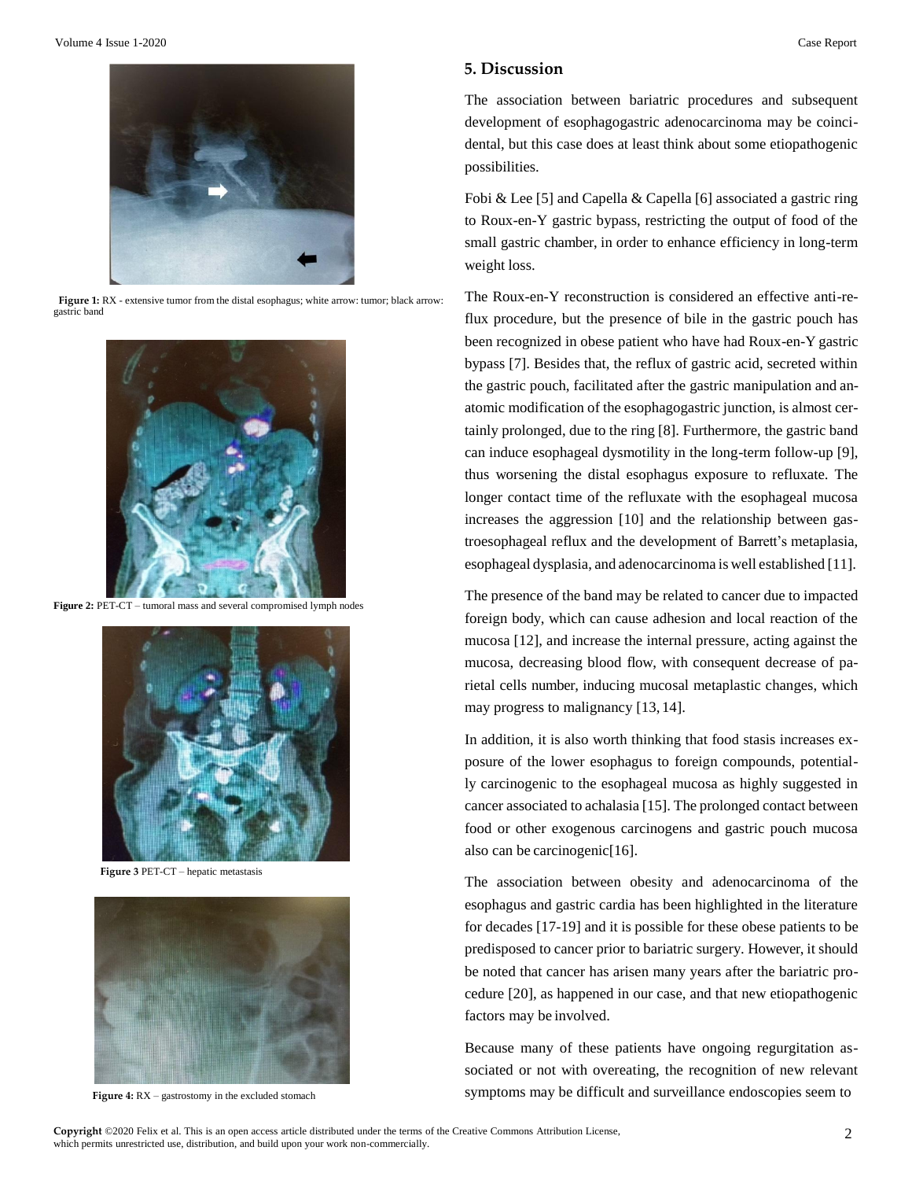Figure 1: RX - extensive tumor from the distal esophagus; white arrow: tumor; black arrow: gastric band

Figure 2: PET-CT – tumoral mass and several compromised lymph nodes

Figure 3 PET-CT – hepatic metastasis

Figure 4: RX – gastrostomy in the excluded stomach

## 5. Discussion

The association between bariatric procedures and subsequent development of esophagogastric adenocarcinoma may be coincidental, but this case does at least think about some etiopathogenic possibilities.

Fobi & Lee [5] and Capella & Capella [6] associated a gastric ring to Roux-en-Y gastric bypass, restricting the output of food of the small gastric chamber, in order to enhance efficiency in long-term weight loss.

The Roux-en-Y reconstruction is considered an effective anti-reflux procedure, but the presence of bile in the gastric pouch has been recognized in obese patient who have had Roux-en-Y gastric bypass [7]. Besides that, the reflux of gastric acid, secreted within the gastric pouch, facilitated after the gastric manipulation and anatomic modification of the esophagogastric junction, is almost certainly prolonged, due to the ring [8]. Furthermore, the gastric band can induce esophageal dysmotility in the long-term follow-up [9], thus worsening the distal esophagus exposure to refluxate. The longer contact time of the refluxate with the esophageal mucosa increases the aggression [10] and the relationship between gastroesophageal reflux and the development of Barrett's metaplasia, esophageal dysplasia, and adenocarcinoma is well established [11].

The presence of the band may be related to cancer due to impacted foreign body, which can cause adhesion and local reaction of the mucosa [12], and increase the internal pressure, acting against the mucosa, decreasing blood flow, with consequent decrease of parietal cells number, inducing mucosal metaplastic changes, which may progress to malignancy [13, 14].

In addition, it is also worth thinking that food stasis increases exposure of the lower esophagus to foreign compounds, potentially carcinogenic to the esophageal mucosa as highly suggested in cancer associated to achalasia [15]. The prolonged contact between food or other exogenous carcinogens and gastric pouch mucosa also can be carcinogenic[16].

The association between obesity and adenocarcinoma of the esophagus and gastric cardia has been highlighted in the literature for decades [17-19] and it is possible for these obese patients to be predisposed to cancer prior to bariatric surgery. However, it should be noted that cancer has arisen many years after the bariatric procedure [20], as happened in our case, and that new etiopathogenic factors may be involved.

Because many of these patients have ongoing regurgitation associated or not with overeating, the recognition of new relevant symptoms may be difficult and surveillance endoscopies seem to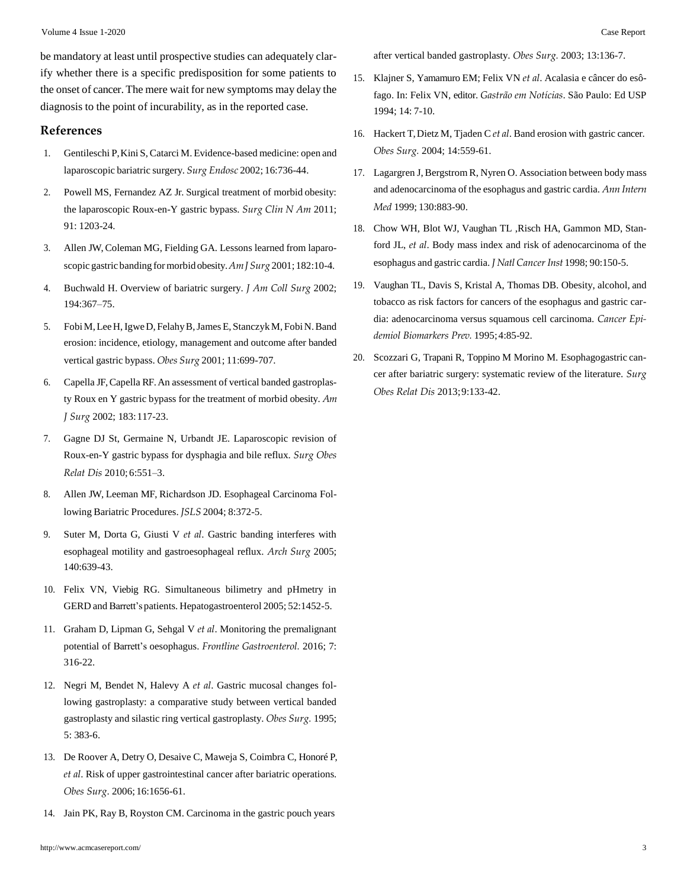be mandatory at least until prospective studies can adequately clarify whether there is a specific predisposition for some patients to the onset of cancer. The mere wait for new symptoms may delay the diagnosis to the point of incurability, as in the reported case.

## References

1. Gentileschi P, Kini S, Catarci M. Evidence-based medicine: open and laparoscopic bariatric surgery. *Surg Endosc* 2002; 16:736-44.
2. Powell MS, Fernandez AZ Jr. Surgical treatment of morbid obesity: the laparoscopic Roux-en-Y gastric bypass. *Surg Clin N Am* 2011; 91: 1203-24.
3. Allen JW, Coleman MG, Fielding GA. Lessons learned from laparoscopic gastric banding for morbid obesity. *Am J Surg* 2001; 182:10-4.
4. Buchwald H. Overview of bariatric surgery. *J Am Coll Surg* 2002; 194:367–75.
5. Fobi M, Lee H, Igwe D, Felahy B, James E, Stanczyk M, Fobi N. Band erosion: incidence, etiology, management and outcome after banded vertical gastric bypass. *Obes Surg* 2001; 11:699-707.
6. Capella JF, Capella RF. An assessment of vertical banded gastroplasty Roux en Y gastric bypass for the treatment of morbid obesity. *Am J Surg* 2002; 183: 117-23.
7. Gagne DJ St, Germaine N, Urbandt JE. Laparoscopic revision of Roux-en-Y gastric bypass for dysphagia and bile reflux. *Surg Obes Relat Dis* 2010; 6:551–3.
8. Allen JW, Leeman MF, Richardson JD. Esophageal Carcinoma Following Bariatric Procedures. *JSLS* 2004; 8:372-5.
9. Suter M, Dorta G, Giusti V *et al*. Gastric banding interferes with esophageal motility and gastroesophageal reflux. *Arch Surg* 2005; 140:639-43.
10. Felix VN, Viebig RG. Simultaneous bilimetry and pHmetry in GERD and Barrett's patients. Hepatogastroenterol 2005; 52:1452-5.
11. Graham D, Lipman G, Sehgal V *et al*. Monitoring the premalignant potential of Barrett's oesophagus. *Frontline Gastroenterol.* 2016; 7: 316-22.
12. Negri M, Bendet N, Halevy A *et al*. Gastric mucosal changes following gastroplasty: a comparative study between vertical banded gastroplasty and silastic ring vertical gastroplasty. *Obes Surg.* 1995; 5: 383-6.
13. De Roover A, Detry O, Desaive C, Maweja S, Coimbra C, Honoré P, *et al*. Risk of upper gastrointestinal cancer after bariatric operations. *Obes Surg.* 2006; 16:1656-61.
14. Jain PK, Ray B, Royston CM. Carcinoma in the gastric pouch years after vertical banded gastroplasty. *Obes Surg.* 2003; 13:136-7.
15. Klajner S, Yamamuro EM; Felix VN *et al*. Acalasia e câncer do esôfago. In: Felix VN, editor. *Gastrão em Notícias*. São Paulo: Ed USP 1994; 14: 7-10.
16. Hackert T, Dietz M, Tjaden C *et al*. Band erosion with gastric cancer. *Obes Surg.* 2004; 14:559-61.
17. Lagargren J, Bergstrom R, Nyren O. Association between body mass and adenocarcinoma of the esophagus and gastric cardia. *Ann Intern Med* 1999; 130:883-90.
18. Chow WH, Blot WJ, Vaughan TL ,Risch HA, Gammon MD, Stanford JL, *et al*. Body mass index and risk of adenocarcinoma of the esophagus and gastric cardia. *J Natl Cancer Inst* 1998; 90:150-5.
19. Vaughan TL, Davis S, Kristal A, Thomas DB. Obesity, alcohol, and tobacco as risk factors for cancers of the esophagus and gastric cardia: adenocarcinoma versus squamous cell carcinoma. *Cancer Epidemiol Biomarkers Prev.* 1995; 4:85-92.
20. Scozzari G, Trapani R, Toppino M Morino M. Esophagogastric cancer after bariatric surgery: systematic review of the literature. *Surg Obes Relat Dis* 2013; 9:133-42.